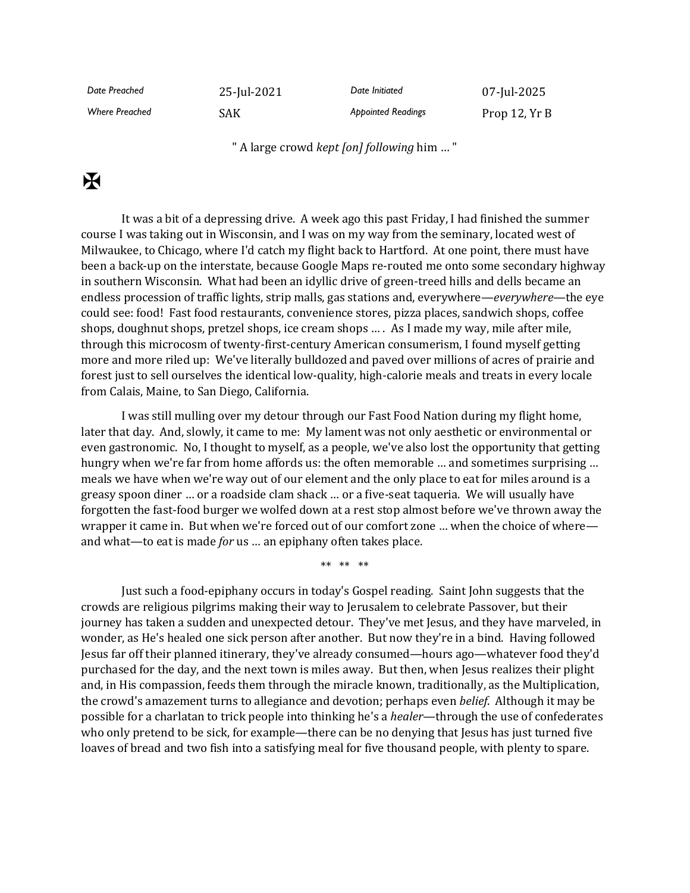| *Date Preached* | 25-Jul-2021 | *Date Initiated* | 07-Jul-2025 |
|---|---|---|---|
| *Where Preached* | SAK | *Appointed Readings* | Prop 12, Yr B |

" A large crowd *kept [on] following* him … "

✠

It was a bit of a depressing drive. A week ago this past Friday, I had finished the summer course I was taking out in Wisconsin, and I was on my way from the seminary, located west of Milwaukee, to Chicago, where I'd catch my flight back to Hartford. At one point, there must have been a back-up on the interstate, because Google Maps re-routed me onto some secondary highway in southern Wisconsin. What had been an idyllic drive of green-treed hills and dells became an endless procession of traffic lights, strip malls, gas stations and, everywhere—*everywhere*—the eye could see: food! Fast food restaurants, convenience stores, pizza places, sandwich shops, coffee shops, doughnut shops, pretzel shops, ice cream shops … . As I made my way, mile after mile, through this microcosm of twenty-first-century American consumerism, I found myself getting more and more riled up: We've literally bulldozed and paved over millions of acres of prairie and forest just to sell ourselves the identical low-quality, high-calorie meals and treats in every locale from Calais, Maine, to San Diego, California.

I was still mulling over my detour through our Fast Food Nation during my flight home, later that day. And, slowly, it came to me: My lament was not only aesthetic or environmental or even gastronomic. No, I thought to myself, as a people, we've also lost the opportunity that getting hungry when we're far from home affords us: the often memorable … and sometimes surprising … meals we have when we're way out of our element and the only place to eat for miles around is a greasy spoon diner … or a roadside clam shack … or a five-seat taqueria. We will usually have forgotten the fast-food burger we wolfed down at a rest stop almost before we've thrown away the wrapper it came in. But when we're forced out of our comfort zone … when the choice of where—and what—to eat is made *for* us … an epiphany often takes place.

** ** **

Just such a food-epiphany occurs in today's Gospel reading. Saint John suggests that the crowds are religious pilgrims making their way to Jerusalem to celebrate Passover, but their journey has taken a sudden and unexpected detour. They've met Jesus, and they have marveled, in wonder, as He's healed one sick person after another. But now they're in a bind. Having followed Jesus far off their planned itinerary, they've already consumed—hours ago—whatever food they'd purchased for the day, and the next town is miles away. But then, when Jesus realizes their plight and, in His compassion, feeds them through the miracle known, traditionally, as the Multiplication, the crowd's amazement turns to allegiance and devotion; perhaps even *belief*. Although it may be possible for a charlatan to trick people into thinking he's a *healer*—through the use of confederates who only pretend to be sick, for example—there can be no denying that Jesus has just turned five loaves of bread and two fish into a satisfying meal for five thousand people, with plenty to spare.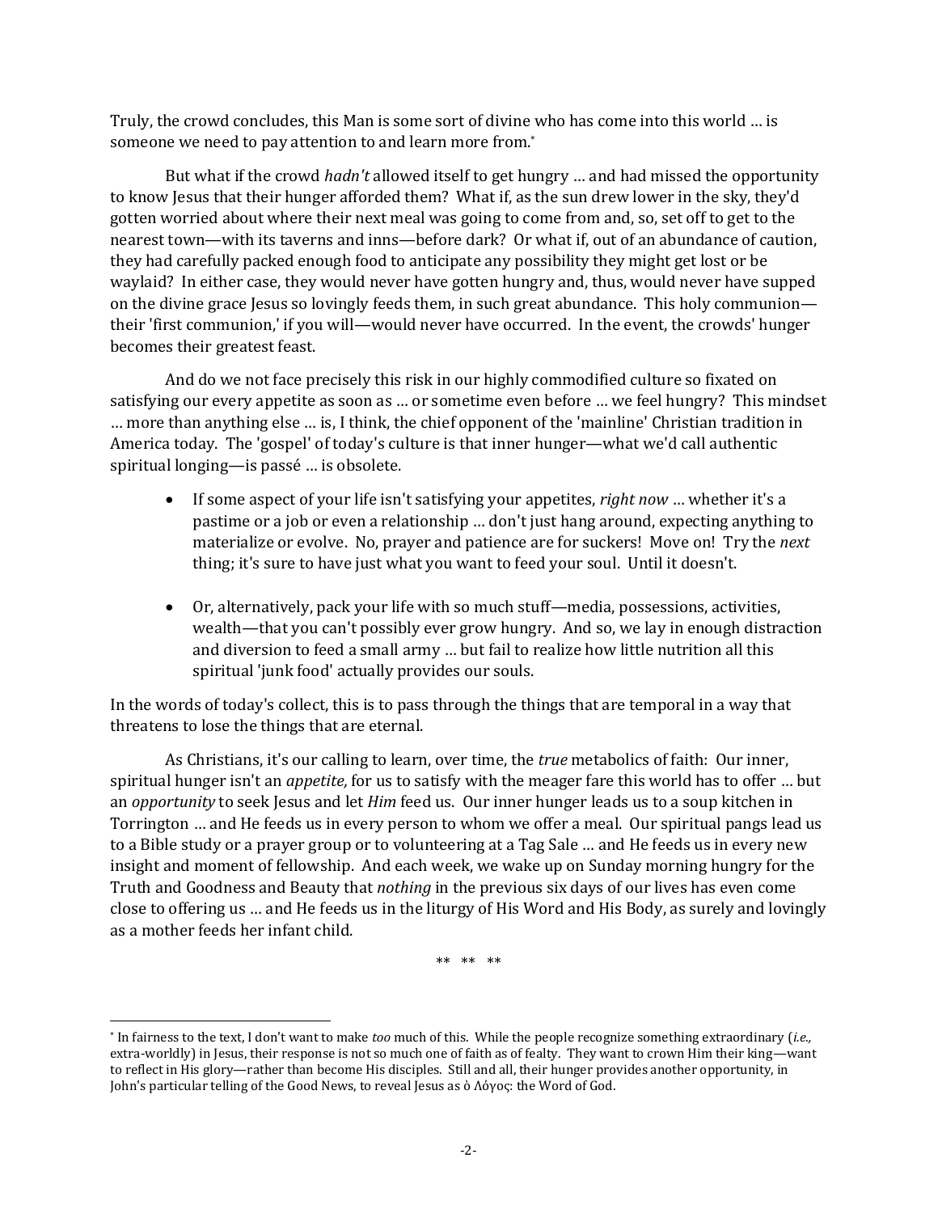Truly, the crowd concludes, this Man is some sort of divine who has come into this world … is someone we need to pay attention to and learn more from.[*]

But what if the crowd *hadn't* allowed itself to get hungry … and had missed the opportunity to know Jesus that their hunger afforded them? What if, as the sun drew lower in the sky, they'd gotten worried about where their next meal was going to come from and, so, set off to get to the nearest town—with its taverns and inns—before dark? Or what if, out of an abundance of caution, they had carefully packed enough food to anticipate any possibility they might get lost or be waylaid? In either case, they would never have gotten hungry and, thus, would never have supped on the divine grace Jesus so lovingly feeds them, in such great abundance. This holy communion—their 'first communion,' if you will—would never have occurred. In the event, the crowds' hunger becomes their greatest feast.

And do we not face precisely this risk in our highly commodified culture so fixated on satisfying our every appetite as soon as … or sometime even before … we feel hungry? This mindset … more than anything else … is, I think, the chief opponent of the 'mainline' Christian tradition in America today. The 'gospel' of today's culture is that inner hunger—what we'd call authentic spiritual longing—is passé … is obsolete.

- If some aspect of your life isn't satisfying your appetites, *right now* … whether it's a pastime or a job or even a relationship … don't just hang around, expecting anything to materialize or evolve. No, prayer and patience are for suckers! Move on! Try the *next* thing; it's sure to have just what you want to feed your soul. Until it doesn't.

- Or, alternatively, pack your life with so much stuff—media, possessions, activities, wealth—that you can't possibly ever grow hungry. And so, we lay in enough distraction and diversion to feed a small army … but fail to realize how little nutrition all this spiritual 'junk food' actually provides our souls.

In the words of today's collect, this is to pass through the things that are temporal in a way that threatens to lose the things that are eternal.

As Christians, it's our calling to learn, over time, the *true* metabolics of faith: Our inner, spiritual hunger isn't an *appetite,* for us to satisfy with the meager fare this world has to offer … but an *opportunity* to seek Jesus and let *Him* feed us. Our inner hunger leads us to a soup kitchen in Torrington … and He feeds us in every person to whom we offer a meal. Our spiritual pangs lead us to a Bible study or a prayer group or to volunteering at a Tag Sale … and He feeds us in every new insight and moment of fellowship. And each week, we wake up on Sunday morning hungry for the Truth and Goodness and Beauty that *nothing* in the previous six days of our lives has even come close to offering us … and He feeds us in the liturgy of His Word and His Body, as surely and lovingly as a mother feeds her infant child.

** ** **

---

[*] In fairness to the text, I don't want to make *too* much of this. While the people recognize something extraordinary (*i.e.,* extra-worldly) in Jesus, their response is not so much one of faith as of fealty. They want to crown Him their king—want to reflect in His glory—rather than become His disciples. Still and all, their hunger provides another opportunity, in John's particular telling of the Good News, to reveal Jesus as ὁ Λόγος: the Word of God.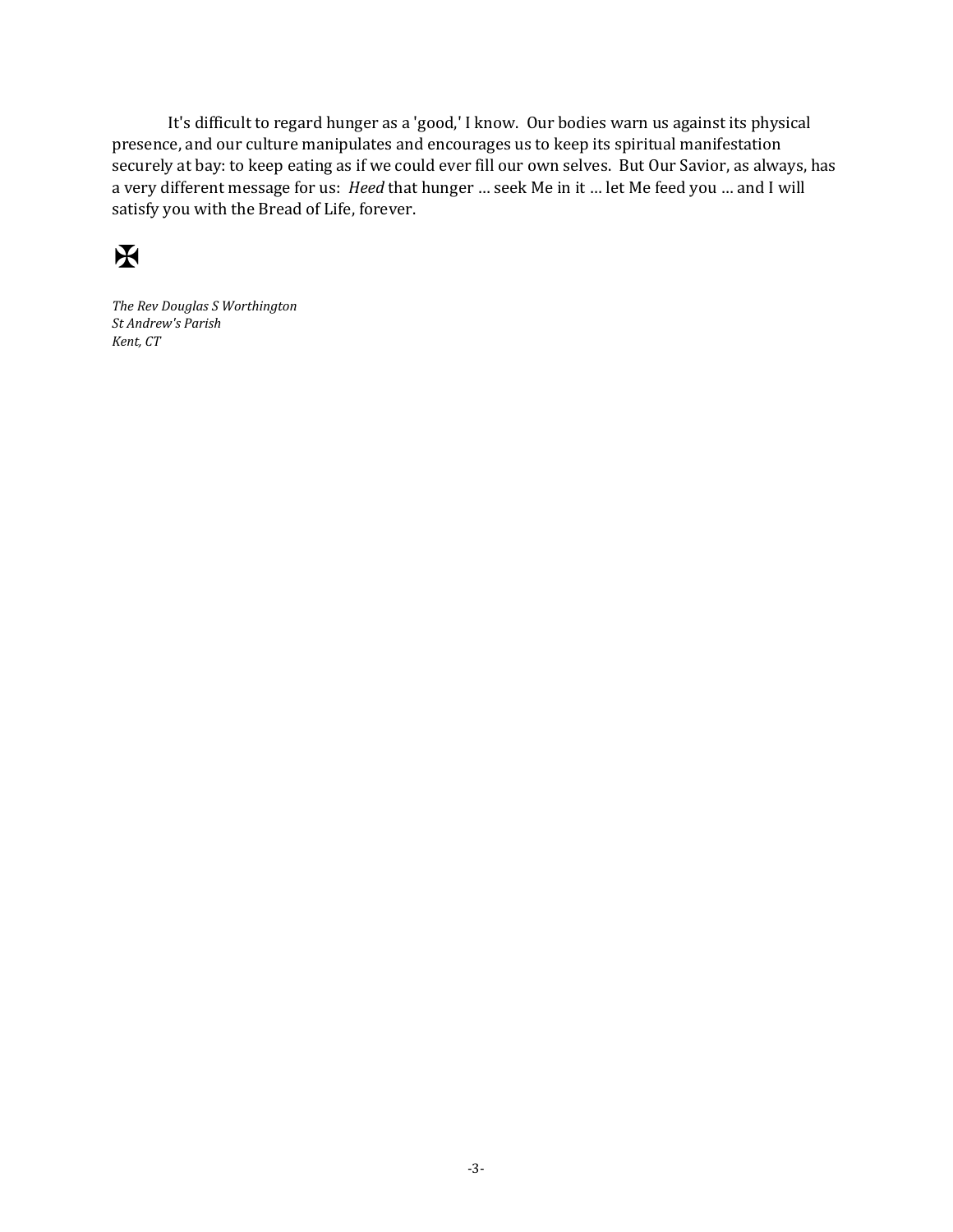It's difficult to regard hunger as a 'good,' I know. Our bodies warn us against its physical presence, and our culture manipulates and encourages us to keep its spiritual manifestation securely at bay: to keep eating as if we could ever fill our own selves. But Our Savior, as always, has a very different message for us: *Heed* that hunger … seek Me in it … let Me feed you … and I will satisfy you with the Bread of Life, forever.

✠

*The Rev Douglas S Worthington*
*St Andrew's Parish*
*Kent, CT*